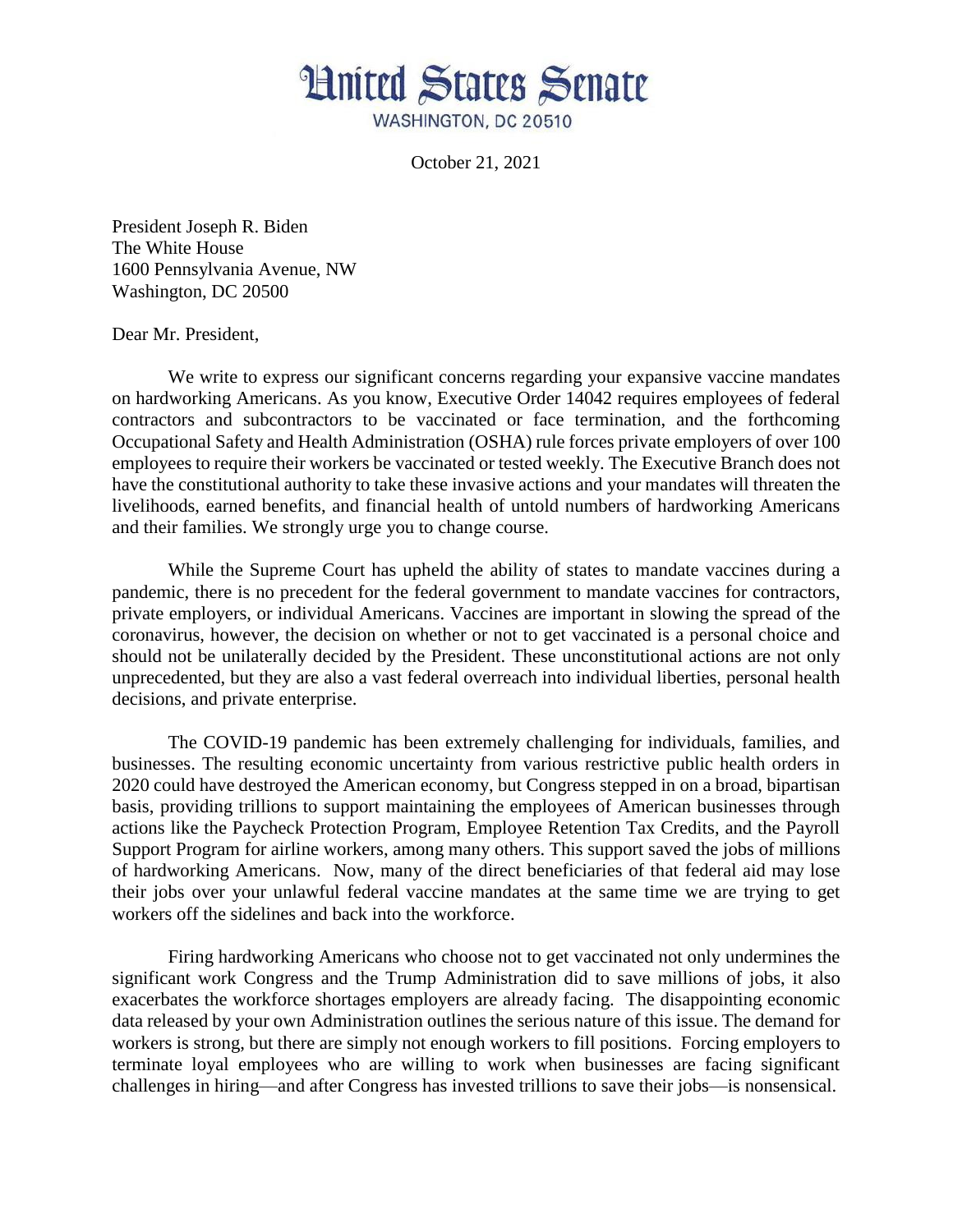# United States Senate

WASHINGTON, DC 20510

October 21, 2021

President Joseph R. Biden
The White House
1600 Pennsylvania Avenue, NW
Washington, DC 20500

Dear Mr. President,

We write to express our significant concerns regarding your expansive vaccine mandates on hardworking Americans. As you know, Executive Order 14042 requires employees of federal contractors and subcontractors to be vaccinated or face termination, and the forthcoming Occupational Safety and Health Administration (OSHA) rule forces private employers of over 100 employees to require their workers be vaccinated or tested weekly. The Executive Branch does not have the constitutional authority to take these invasive actions and your mandates will threaten the livelihoods, earned benefits, and financial health of untold numbers of hardworking Americans and their families. We strongly urge you to change course.

While the Supreme Court has upheld the ability of states to mandate vaccines during a pandemic, there is no precedent for the federal government to mandate vaccines for contractors, private employers, or individual Americans. Vaccines are important in slowing the spread of the coronavirus, however, the decision on whether or not to get vaccinated is a personal choice and should not be unilaterally decided by the President. These unconstitutional actions are not only unprecedented, but they are also a vast federal overreach into individual liberties, personal health decisions, and private enterprise.

The COVID-19 pandemic has been extremely challenging for individuals, families, and businesses. The resulting economic uncertainty from various restrictive public health orders in 2020 could have destroyed the American economy, but Congress stepped in on a broad, bipartisan basis, providing trillions to support maintaining the employees of American businesses through actions like the Paycheck Protection Program, Employee Retention Tax Credits, and the Payroll Support Program for airline workers, among many others. This support saved the jobs of millions of hardworking Americans. Now, many of the direct beneficiaries of that federal aid may lose their jobs over your unlawful federal vaccine mandates at the same time we are trying to get workers off the sidelines and back into the workforce.

Firing hardworking Americans who choose not to get vaccinated not only undermines the significant work Congress and the Trump Administration did to save millions of jobs, it also exacerbates the workforce shortages employers are already facing. The disappointing economic data released by your own Administration outlines the serious nature of this issue. The demand for workers is strong, but there are simply not enough workers to fill positions. Forcing employers to terminate loyal employees who are willing to work when businesses are facing significant challenges in hiring—and after Congress has invested trillions to save their jobs—is nonsensical.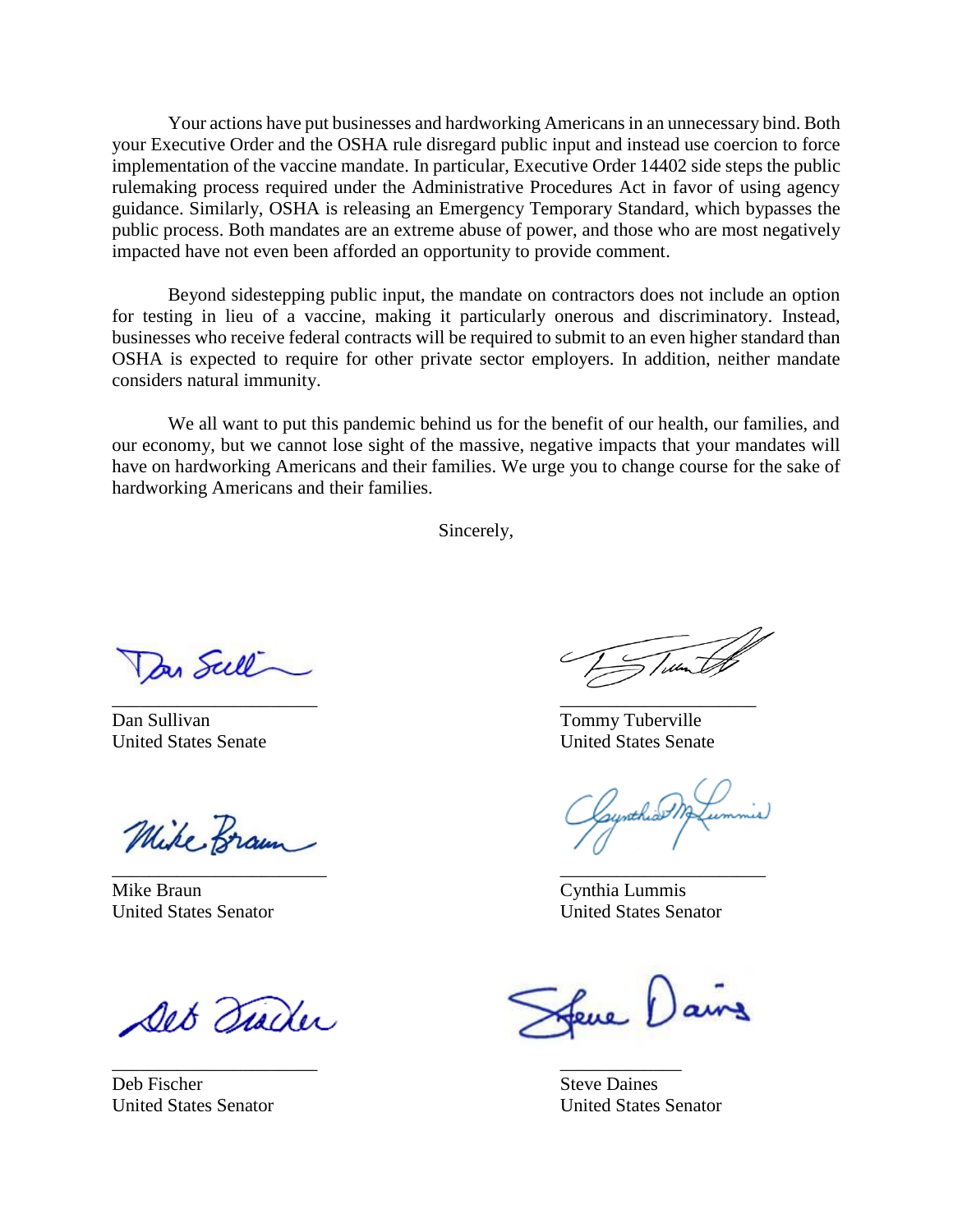Your actions have put businesses and hardworking Americans in an unnecessary bind. Both your Executive Order and the OSHA rule disregard public input and instead use coercion to force implementation of the vaccine mandate. In particular, Executive Order 14402 side steps the public rulemaking process required under the Administrative Procedures Act in favor of using agency guidance. Similarly, OSHA is releasing an Emergency Temporary Standard, which bypasses the public process. Both mandates are an extreme abuse of power, and those who are most negatively impacted have not even been afforded an opportunity to provide comment.

Beyond sidestepping public input, the mandate on contractors does not include an option for testing in lieu of a vaccine, making it particularly onerous and discriminatory. Instead, businesses who receive federal contracts will be required to submit to an even higher standard than OSHA is expected to require for other private sector employers. In addition, neither mandate considers natural immunity.

We all want to put this pandemic behind us for the benefit of our health, our families, and our economy, but we cannot lose sight of the massive, negative impacts that your mandates will have on hardworking Americans and their families. We urge you to change course for the sake of hardworking Americans and their families.

Sincerely,

Dan Sullivan
United States Senate

Tommy Tuberville
United States Senate

Mike Braun
United States Senator

Cynthia Lummis
United States Senator

Deb Fischer
United States Senator

Steve Daines
United States Senator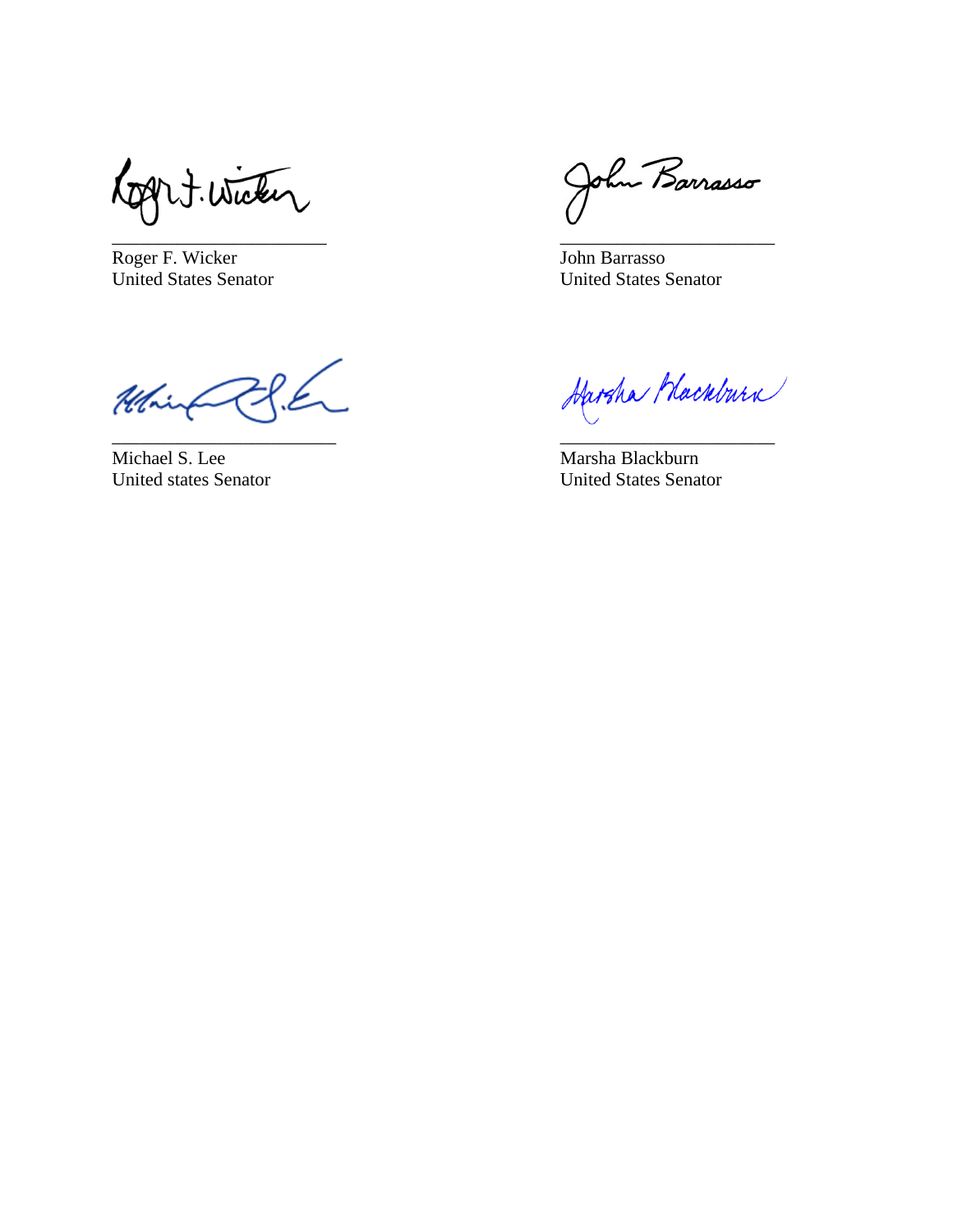\_\_\_\_\_\_\_\_\_\_\_\_\_\_\_\_\_\_\_\_\_\_\_\_
Roger F. Wicker
United States Senator

\_\_\_\_\_\_\_\_\_\_\_\_\_\_\_\_\_\_\_\_\_\_\_\_
John Barrasso
United States Senator

\_\_\_\_\_\_\_\_\_\_\_\_\_\_\_\_\_\_\_\_\_\_\_\_
Michael S. Lee
United states Senator

\_\_\_\_\_\_\_\_\_\_\_\_\_\_\_\_\_\_\_\_\_\_\_\_
Marsha Blackburn
United States Senator